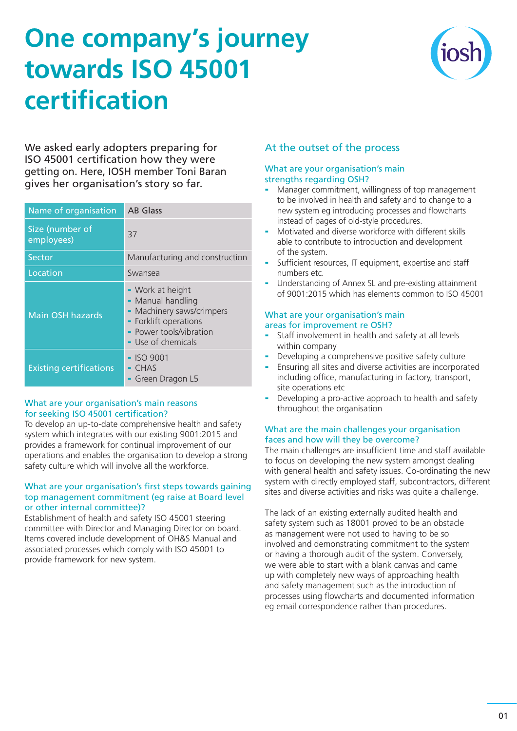# One company's journey towards ISO 45001 certification

We asked early adopters preparing for ISO 45001 certification how they were getting on. Here, IOSH member Toni Baran gives her organisation's story so far.

| Name of organisation | AB Glass |
|---|---|
| Size (number of employees) | 37 |
| Sector | Manufacturing and construction |
| Location | Swansea |
| Main OSH hazards | - Work at height<br>- Manual handling<br>- Machinery saws/crimpers<br>- Forklift operations<br>- Power tools/vibration<br>- Use of chemicals |
| Existing certifications | - ISO 9001<br>- CHAS<br>- Green Dragon L5 |

### What are your organisation's main reasons for seeking ISO 45001 certification?

To develop an up-to-date comprehensive health and safety system which integrates with our existing 9001:2015 and provides a framework for continual improvement of our operations and enables the organisation to develop a strong safety culture which will involve all the workforce.

### What are your organisation's first steps towards gaining top management commitment (eg raise at Board level or other internal committee)?

Establishment of health and safety ISO 45001 steering committee with Director and Managing Director on board. Items covered include development of OH&S Manual and associated processes which comply with ISO 45001 to provide framework for new system.

## At the outset of the process

### What are your organisation's main strengths regarding OSH?

- Manager commitment, willingness of top management to be involved in health and safety and to change to a new system eg introducing processes and flowcharts instead of pages of old-style procedures.
- Motivated and diverse workforce with different skills able to contribute to introduction and development of the system.
- Sufficient resources, IT equipment, expertise and staff numbers etc.
- Understanding of Annex SL and pre-existing attainment of 9001:2015 which has elements common to ISO 45001

### What are your organisation's main areas for improvement re OSH?

- Staff involvement in health and safety at all levels within company
- Developing a comprehensive positive safety culture
- Ensuring all sites and diverse activities are incorporated including office, manufacturing in factory, transport, site operations etc
- Developing a pro-active approach to health and safety throughout the organisation

### What are the main challenges your organisation faces and how will they be overcome?

The main challenges are insufficient time and staff available to focus on developing the new system amongst dealing with general health and safety issues. Co-ordinating the new system with directly employed staff, subcontractors, different sites and diverse activities and risks was quite a challenge.

The lack of an existing externally audited health and safety system such as 18001 proved to be an obstacle as management were not used to having to be so involved and demonstrating commitment to the system or having a thorough audit of the system. Conversely, we were able to start with a blank canvas and came up with completely new ways of approaching health and safety management such as the introduction of processes using flowcharts and documented information eg email correspondence rather than procedures.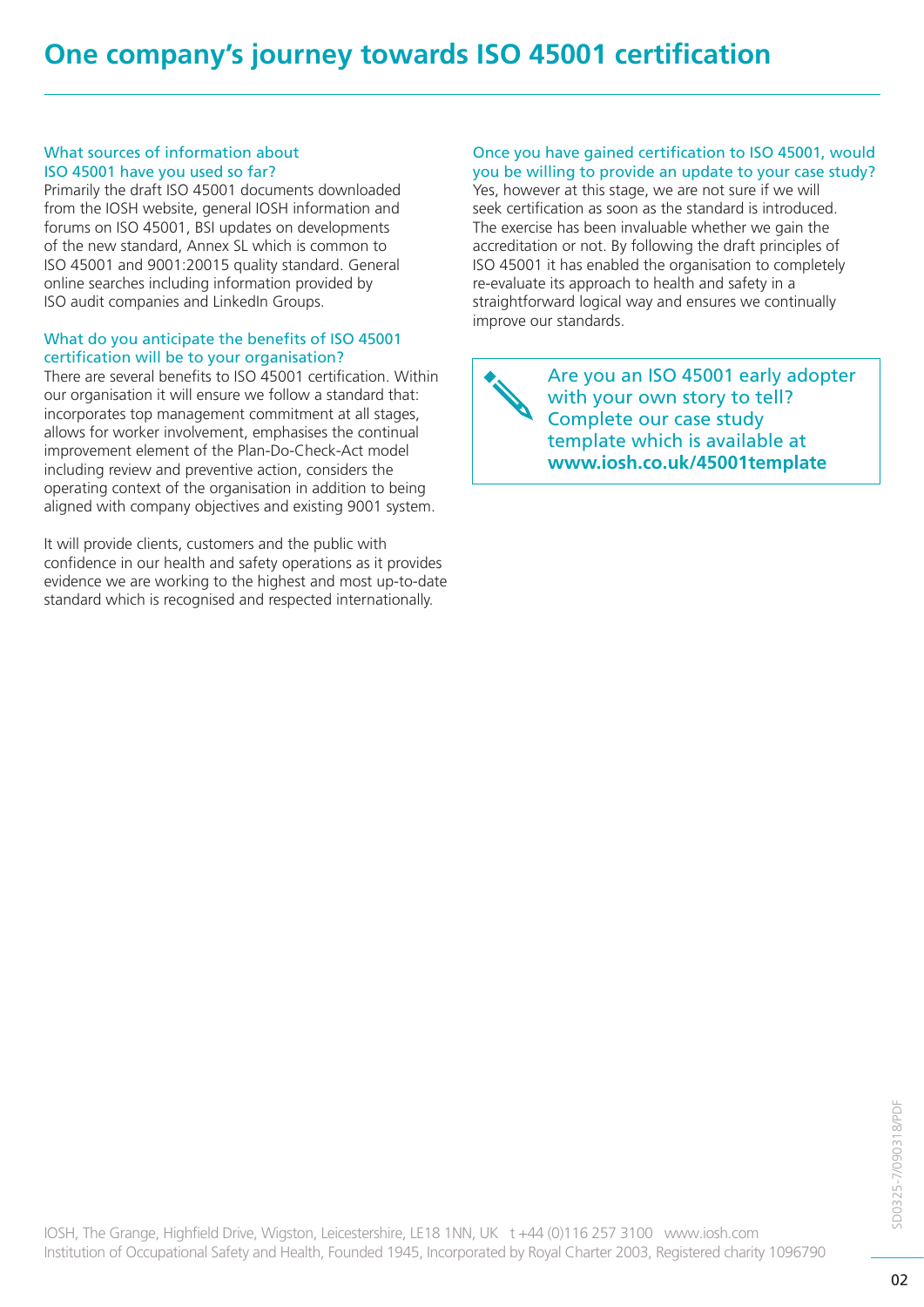# One company's journey towards ISO 45001 certification

### What sources of information about ISO 45001 have you used so far?

Primarily the draft ISO 45001 documents downloaded from the IOSH website, general IOSH information and forums on ISO 45001, BSI updates on developments of the new standard, Annex SL which is common to ISO 45001 and 9001:20015 quality standard. General online searches including information provided by ISO audit companies and LinkedIn Groups.

### What do you anticipate the benefits of ISO 45001 certification will be to your organisation?

There are several benefits to ISO 45001 certification. Within our organisation it will ensure we follow a standard that: incorporates top management commitment at all stages, allows for worker involvement, emphasises the continual improvement element of the Plan-Do-Check-Act model including review and preventive action, considers the operating context of the organisation in addition to being aligned with company objectives and existing 9001 system.

It will provide clients, customers and the public with confidence in our health and safety operations as it provides evidence we are working to the highest and most up-to-date standard which is recognised and respected internationally.

### Once you have gained certification to ISO 45001, would you be willing to provide an update to your case study?

Yes, however at this stage, we are not sure if we will seek certification as soon as the standard is introduced. The exercise has been invaluable whether we gain the accreditation or not. By following the draft principles of ISO 45001 it has enabled the organisation to completely re-evaluate its approach to health and safety in a straightforward logical way and ensures we continually improve our standards.

Are you an ISO 45001 early adopter with your own story to tell? Complete our case study template which is available at **www.iosh.co.uk/45001template**

IOSH, The Grange, Highfield Drive, Wigston, Leicestershire, LE18 1NN, UK t +44 (0)116 257 3100 www.iosh.com
Institution of Occupational Safety and Health, Founded 1945, Incorporated by Royal Charter 2003, Registered charity 1096790

SD0325-7/090318/PDF